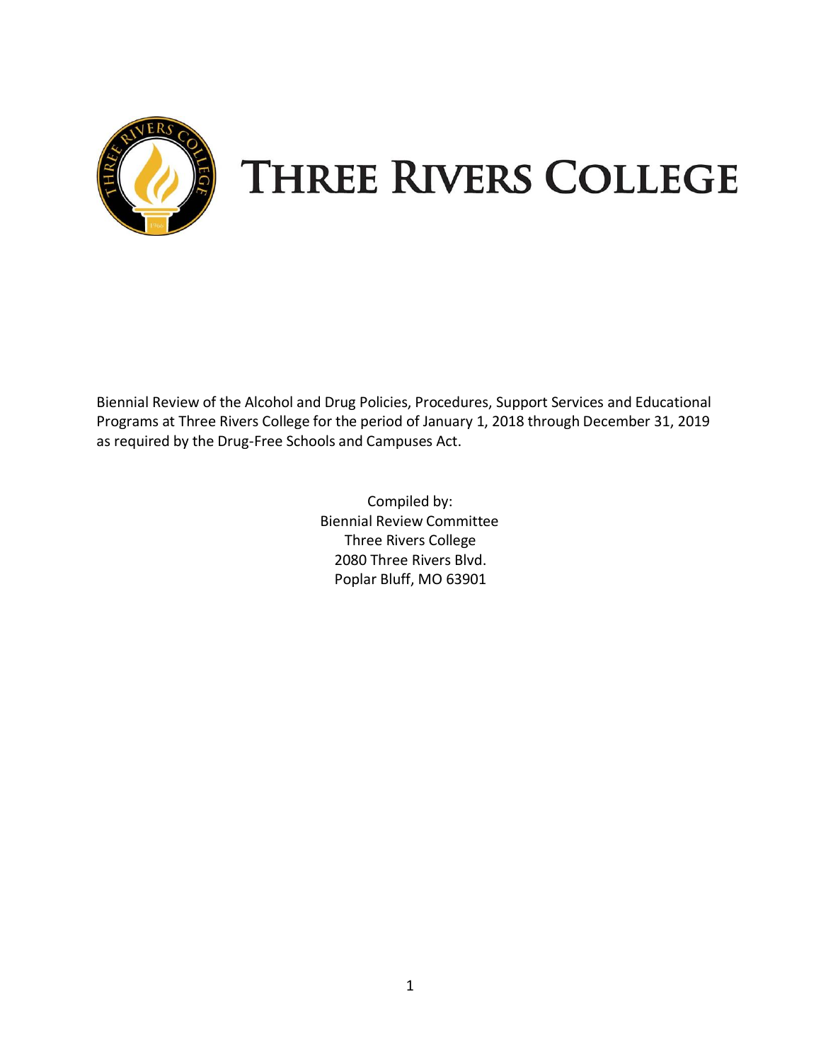# THREE RIVERS COLLEGE

Biennial Review of the Alcohol and Drug Policies, Procedures, Support Services and Educational Programs at Three Rivers College for the period of January 1, 2018 through December 31, 2019 as required by the Drug-Free Schools and Campuses Act.

Compiled by:
Biennial Review Committee
Three Rivers College
2080 Three Rivers Blvd.
Poplar Bluff, MO 63901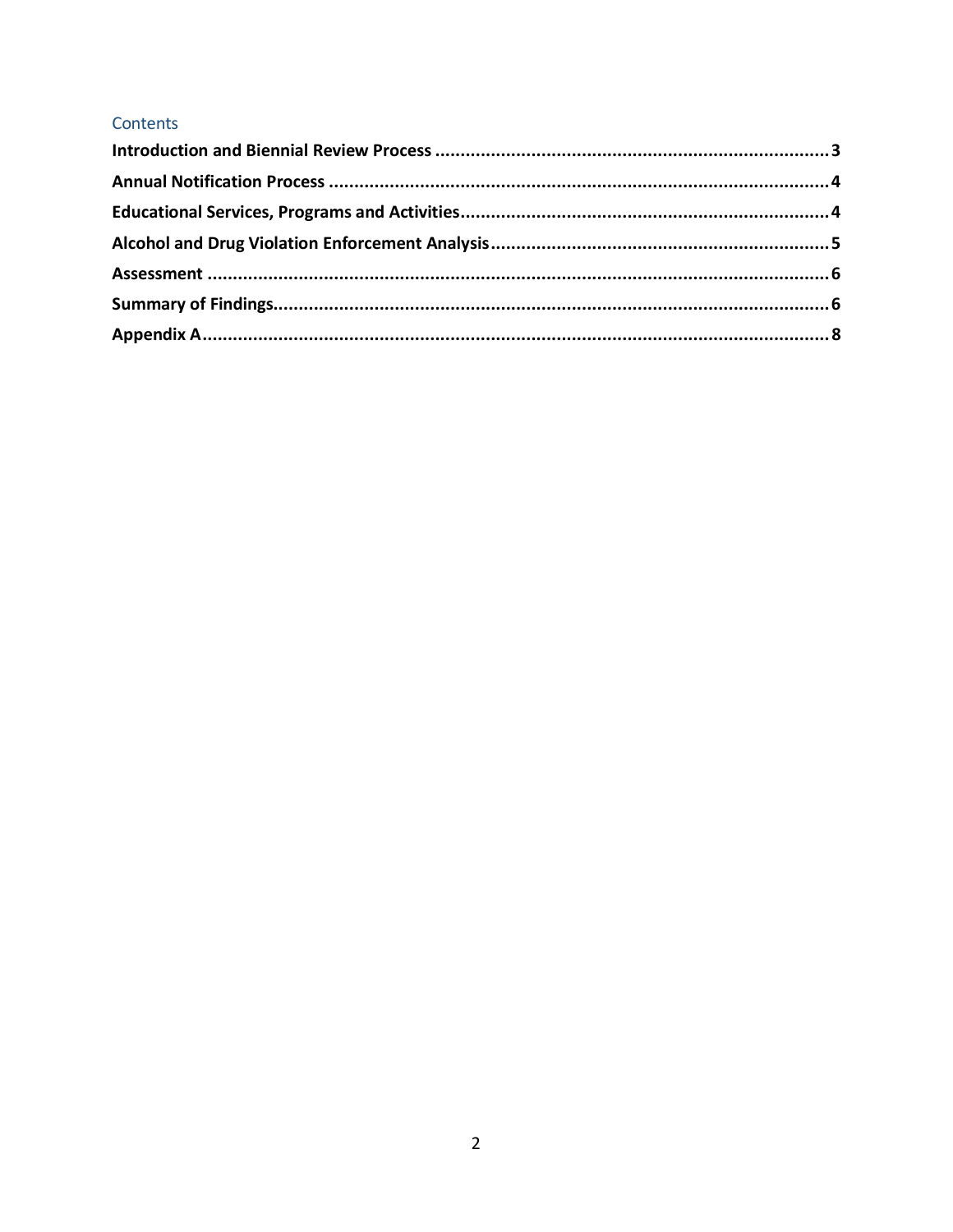## Contents

**Introduction and Biennial Review Process** .................................................. **3**

**Annual Notification Process** .................................................. **4**

**Educational Services, Programs and Activities** .................................................. **4**

**Alcohol and Drug Violation Enforcement Analysis** .................................................. **5**

**Assessment** .................................................. **6**

**Summary of Findings** .................................................. **6**

**Appendix A** .................................................. **8**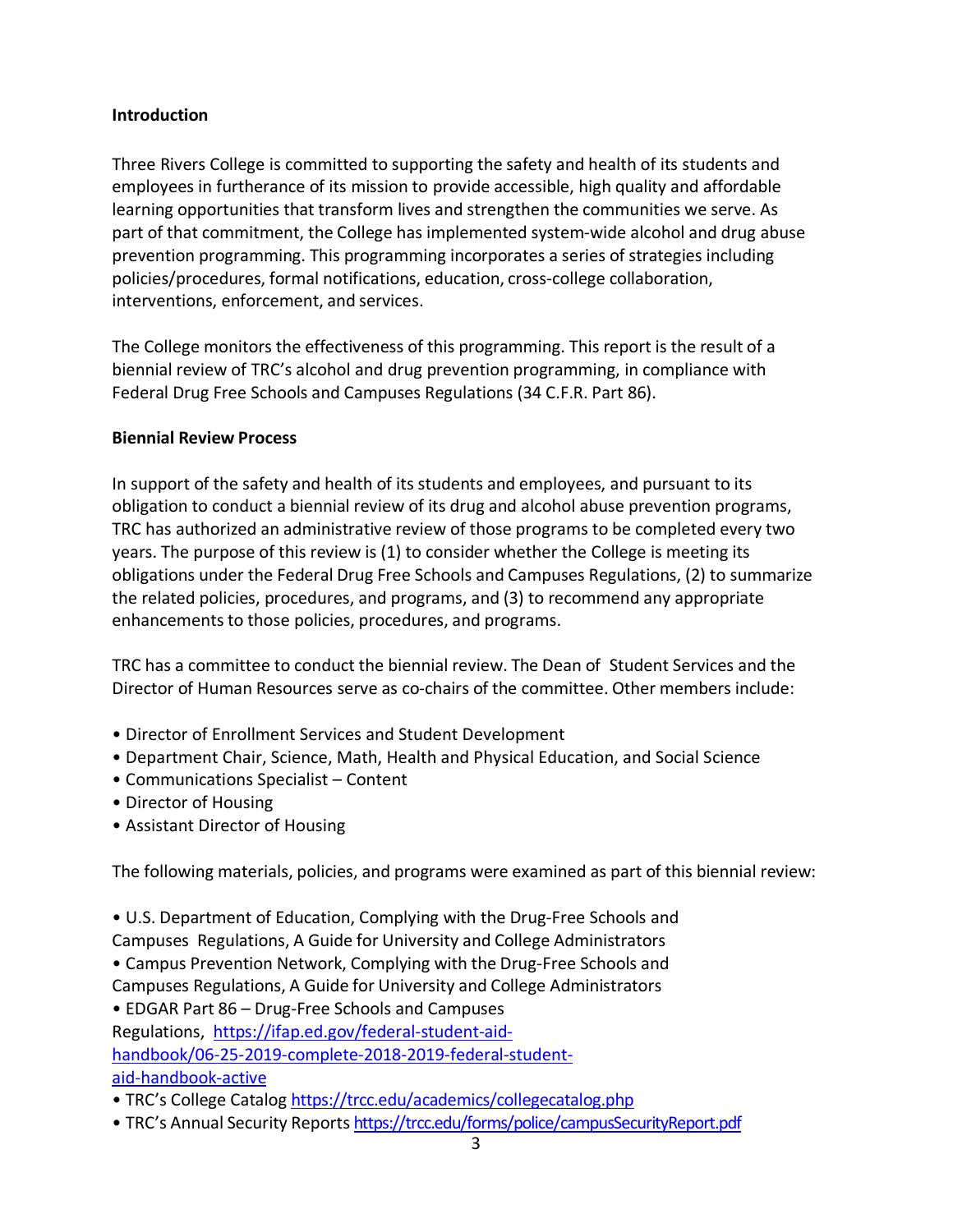**Introduction**

Three Rivers College is committed to supporting the safety and health of its students and employees in furtherance of its mission to provide accessible, high quality and affordable learning opportunities that transform lives and strengthen the communities we serve. As part of that commitment, the College has implemented system-wide alcohol and drug abuse prevention programming. This programming incorporates a series of strategies including policies/procedures, formal notifications, education, cross-college collaboration, interventions, enforcement, and services.

The College monitors the effectiveness of this programming. This report is the result of a biennial review of TRC's alcohol and drug prevention programming, in compliance with Federal Drug Free Schools and Campuses Regulations (34 C.F.R. Part 86).

**Biennial Review Process**

In support of the safety and health of its students and employees, and pursuant to its obligation to conduct a biennial review of its drug and alcohol abuse prevention programs, TRC has authorized an administrative review of those programs to be completed every two years. The purpose of this review is (1) to consider whether the College is meeting its obligations under the Federal Drug Free Schools and Campuses Regulations, (2) to summarize the related policies, procedures, and programs, and (3) to recommend any appropriate enhancements to those policies, procedures, and programs.

TRC has a committee to conduct the biennial review. The Dean of Student Services and the Director of Human Resources serve as co-chairs of the committee. Other members include:

- Director of Enrollment Services and Student Development
- Department Chair, Science, Math, Health and Physical Education, and Social Science
- Communications Specialist – Content
- Director of Housing
- Assistant Director of Housing

The following materials, policies, and programs were examined as part of this biennial review:

- U.S. Department of Education, Complying with the Drug-Free Schools and Campuses Regulations, A Guide for University and College Administrators
- Campus Prevention Network, Complying with the Drug-Free Schools and Campuses Regulations, A Guide for University and College Administrators
- EDGAR Part 86 – Drug-Free Schools and Campuses Regulations, https://ifap.ed.gov/federal-student-aid-handbook/06-25-2019-complete-2018-2019-federal-student-aid-handbook-active
- TRC's College Catalog https://trcc.edu/academics/collegecatalog.php
- TRC's Annual Security Reports https://trcc.edu/forms/police/campusSecurityReport.pdf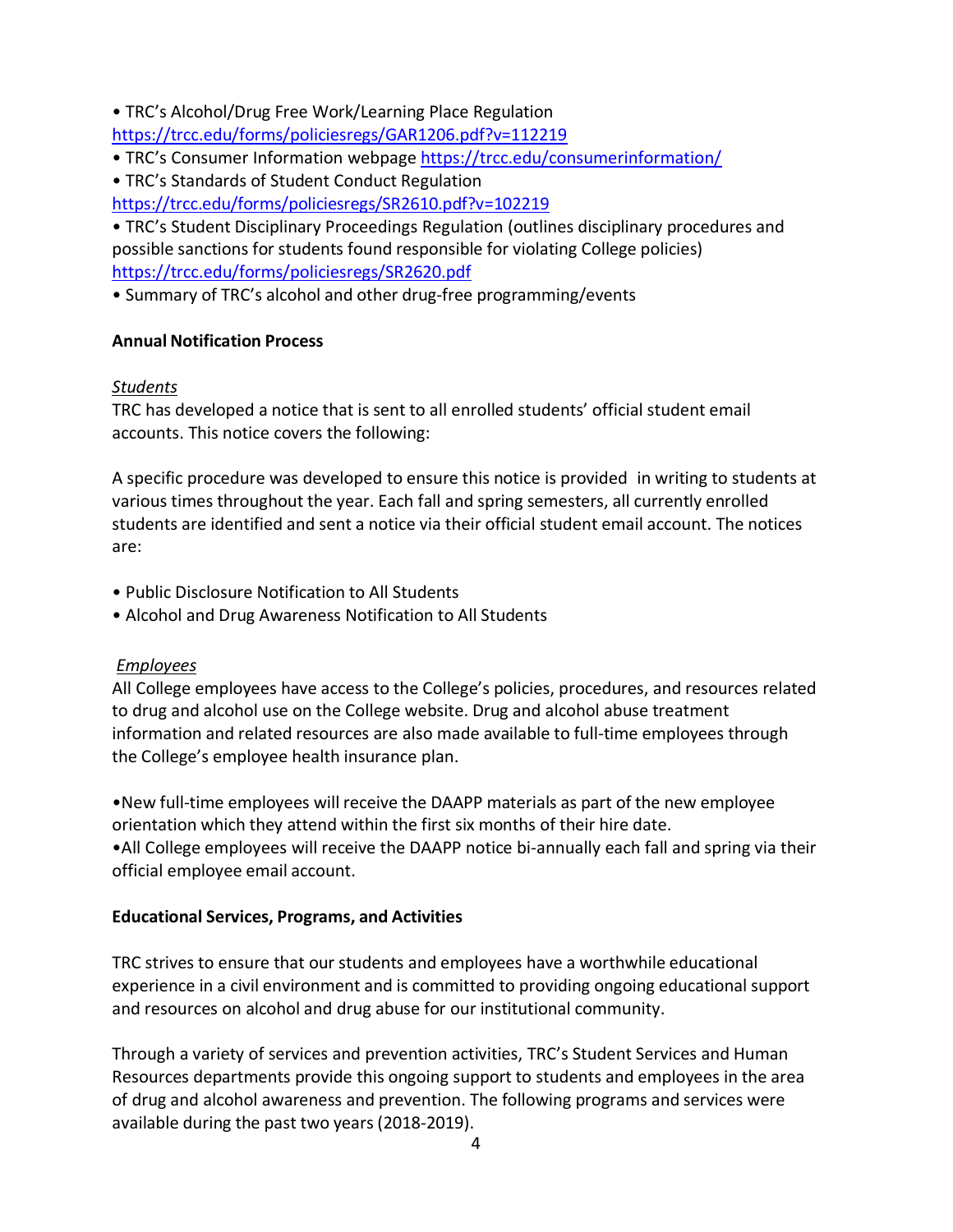- TRC's Alcohol/Drug Free Work/Learning Place Regulation https://trcc.edu/forms/policiesregs/GAR1206.pdf?v=112219
- TRC's Consumer Information webpage https://trcc.edu/consumerinformation/
- TRC's Standards of Student Conduct Regulation https://trcc.edu/forms/policiesregs/SR2610.pdf?v=102219
- TRC's Student Disciplinary Proceedings Regulation (outlines disciplinary procedures and possible sanctions for students found responsible for violating College policies) https://trcc.edu/forms/policiesregs/SR2620.pdf
- Summary of TRC's alcohol and other drug-free programming/events

**Annual Notification Process**

*Students*

TRC has developed a notice that is sent to all enrolled students' official student email accounts. This notice covers the following:

A specific procedure was developed to ensure this notice is provided in writing to students at various times throughout the year. Each fall and spring semesters, all currently enrolled students are identified and sent a notice via their official student email account. The notices are:

- Public Disclosure Notification to All Students
- Alcohol and Drug Awareness Notification to All Students

*Employees*

All College employees have access to the College's policies, procedures, and resources related to drug and alcohol use on the College website. Drug and alcohol abuse treatment information and related resources are also made available to full-time employees through the College's employee health insurance plan.

- New full-time employees will receive the DAAPP materials as part of the new employee orientation which they attend within the first six months of their hire date.
- All College employees will receive the DAAPP notice bi-annually each fall and spring via their official employee email account.

**Educational Services, Programs, and Activities**

TRC strives to ensure that our students and employees have a worthwhile educational experience in a civil environment and is committed to providing ongoing educational support and resources on alcohol and drug abuse for our institutional community.

Through a variety of services and prevention activities, TRC's Student Services and Human Resources departments provide this ongoing support to students and employees in the area of drug and alcohol awareness and prevention. The following programs and services were available during the past two years (2018-2019).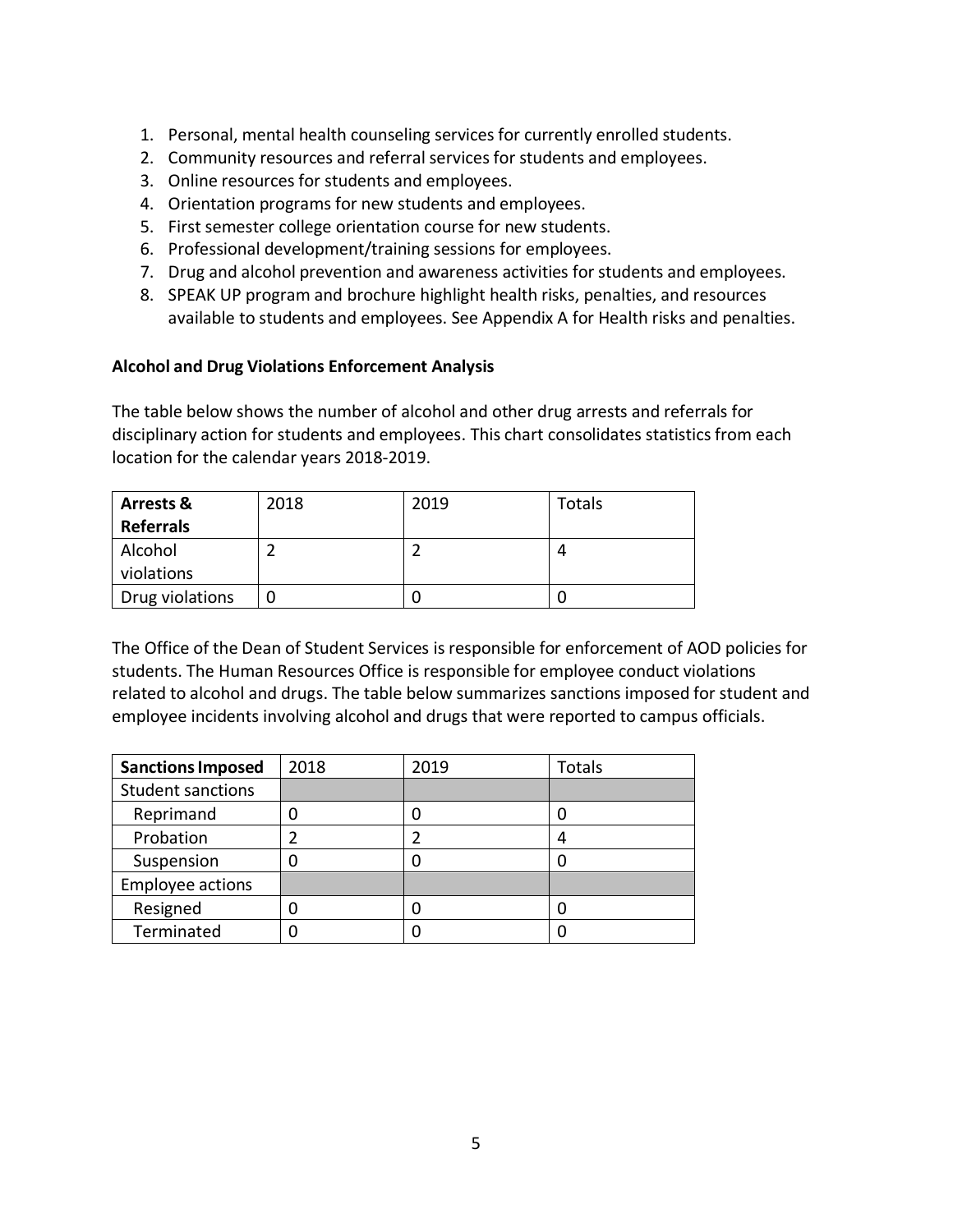1. Personal, mental health counseling services for currently enrolled students.
2. Community resources and referral services for students and employees.
3. Online resources for students and employees.
4. Orientation programs for new students and employees.
5. First semester college orientation course for new students.
6. Professional development/training sessions for employees.
7. Drug and alcohol prevention and awareness activities for students and employees.
8. SPEAK UP program and brochure highlight health risks, penalties, and resources available to students and employees. See Appendix A for Health risks and penalties.

**Alcohol and Drug Violations Enforcement Analysis**

The table below shows the number of alcohol and other drug arrests and referrals for disciplinary action for students and employees. This chart consolidates statistics from each location for the calendar years 2018-2019.

| **Arrests & Referrals** | 2018 | 2019 | Totals |
|---|---|---|---|
| Alcohol violations | 2 | 2 | 4 |
| Drug violations | 0 | 0 | 0 |

The Office of the Dean of Student Services is responsible for enforcement of AOD policies for students. The Human Resources Office is responsible for employee conduct violations related to alcohol and drugs. The table below summarizes sanctions imposed for student and employee incidents involving alcohol and drugs that were reported to campus officials.

| **Sanctions Imposed** | 2018 | 2019 | Totals |
|---|---|---|---|
| Student sanctions | | | |
| Reprimand | 0 | 0 | 0 |
| Probation | 2 | 2 | 4 |
| Suspension | 0 | 0 | 0 |
| Employee actions | | | |
| Resigned | 0 | 0 | 0 |
| Terminated | 0 | 0 | 0 |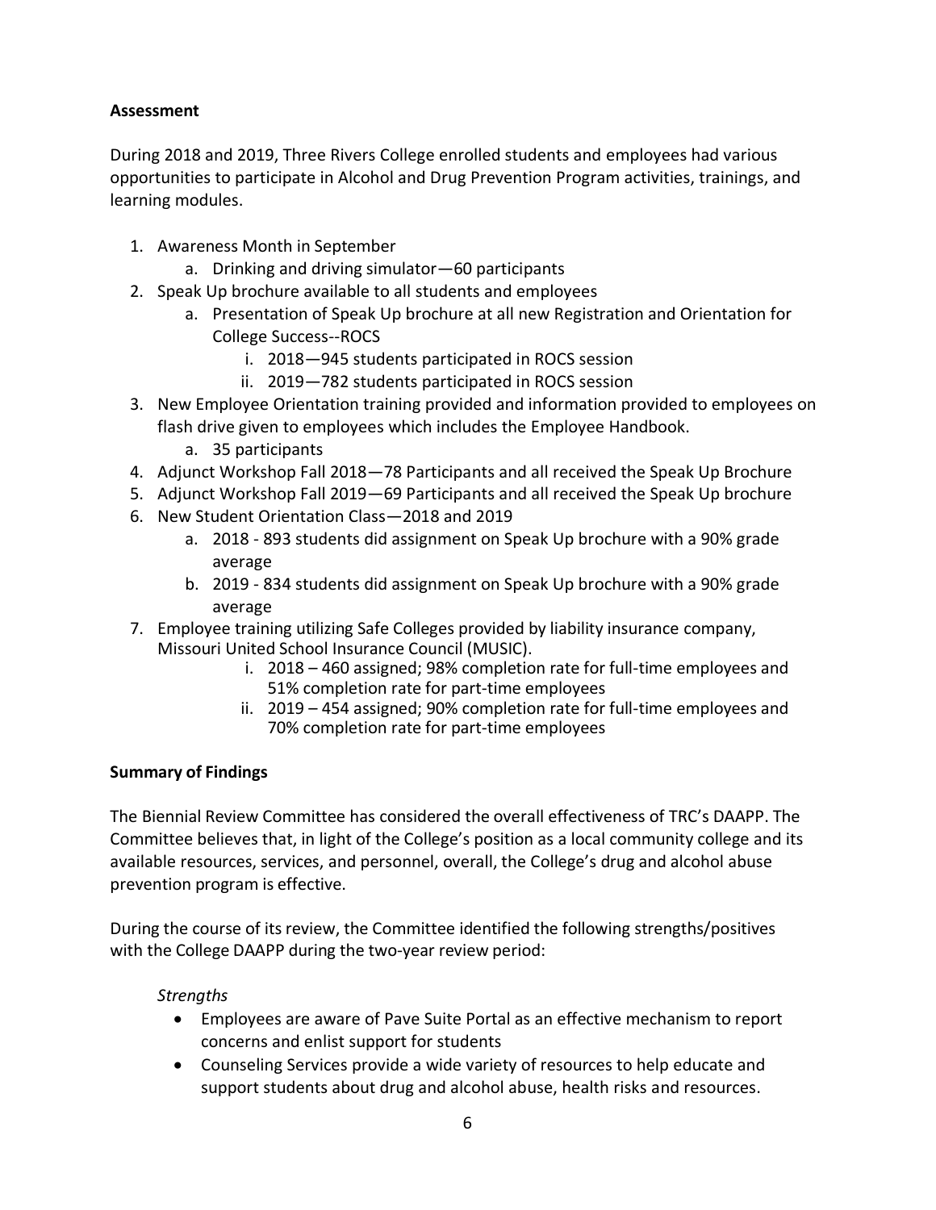**Assessment**

During 2018 and 2019, Three Rivers College enrolled students and employees had various opportunities to participate in Alcohol and Drug Prevention Program activities, trainings, and learning modules.

1. Awareness Month in September
    a. Drinking and driving simulator—60 participants
2. Speak Up brochure available to all students and employees
    a. Presentation of Speak Up brochure at all new Registration and Orientation for College Success--ROCS
        i. 2018—945 students participated in ROCS session
        ii. 2019—782 students participated in ROCS session
3. New Employee Orientation training provided and information provided to employees on flash drive given to employees which includes the Employee Handbook.
    a. 35 participants
4. Adjunct Workshop Fall 2018—78 Participants and all received the Speak Up Brochure
5. Adjunct Workshop Fall 2019—69 Participants and all received the Speak Up brochure
6. New Student Orientation Class—2018 and 2019
    a. 2018 - 893 students did assignment on Speak Up brochure with a 90% grade average
    b. 2019 - 834 students did assignment on Speak Up brochure with a 90% grade average
7. Employee training utilizing Safe Colleges provided by liability insurance company, Missouri United School Insurance Council (MUSIC).
    i. 2018 – 460 assigned; 98% completion rate for full-time employees and 51% completion rate for part-time employees
    ii. 2019 – 454 assigned; 90% completion rate for full-time employees and 70% completion rate for part-time employees

**Summary of Findings**

The Biennial Review Committee has considered the overall effectiveness of TRC's DAAPP. The Committee believes that, in light of the College's position as a local community college and its available resources, services, and personnel, overall, the College's drug and alcohol abuse prevention program is effective.

During the course of its review, the Committee identified the following strengths/positives with the College DAAPP during the two-year review period:

*Strengths*

- Employees are aware of Pave Suite Portal as an effective mechanism to report concerns and enlist support for students
- Counseling Services provide a wide variety of resources to help educate and support students about drug and alcohol abuse, health risks and resources.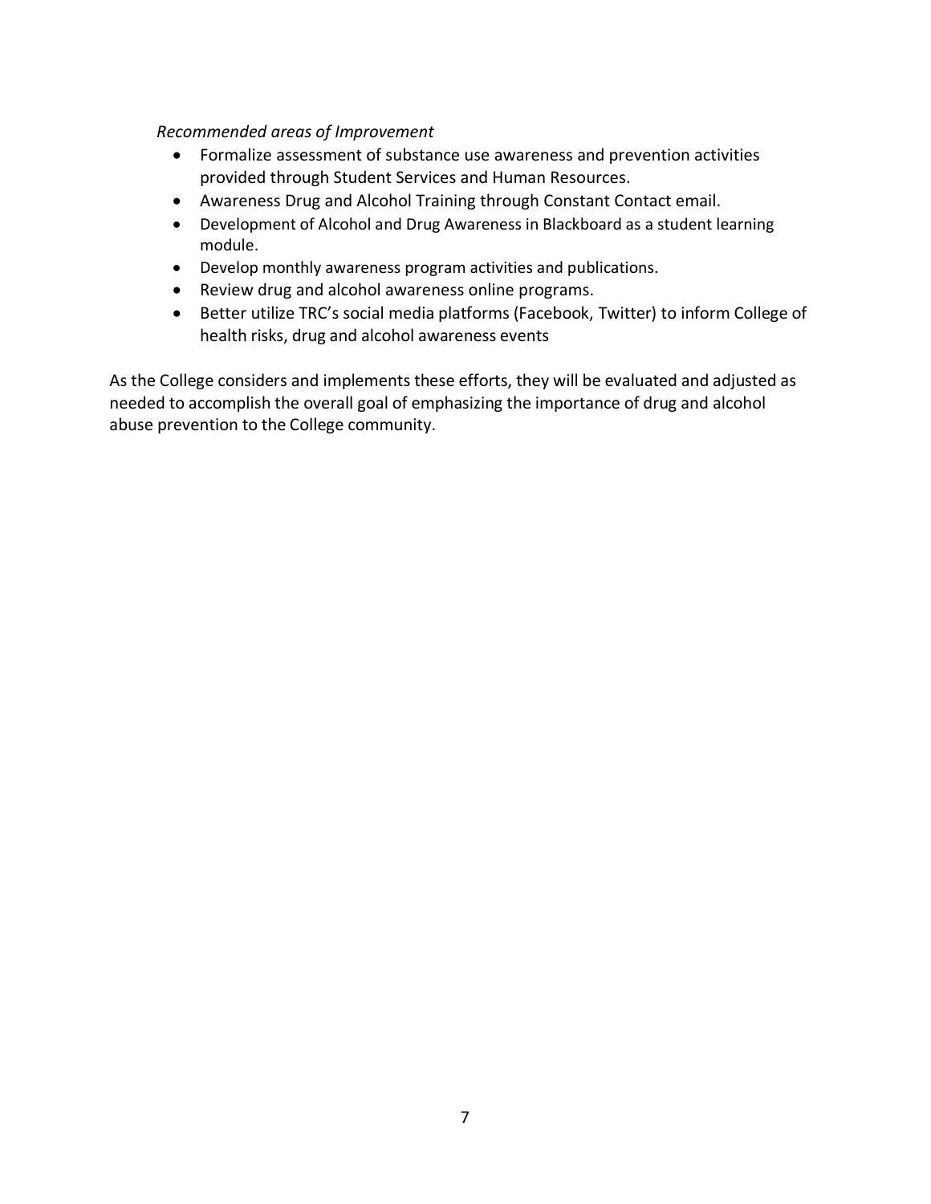*Recommended areas of Improvement*

- Formalize assessment of substance use awareness and prevention activities provided through Student Services and Human Resources.
- Awareness Drug and Alcohol Training through Constant Contact email.
- Development of Alcohol and Drug Awareness in Blackboard as a student learning module.
- Develop monthly awareness program activities and publications.
- Review drug and alcohol awareness online programs.
- Better utilize TRC's social media platforms (Facebook, Twitter) to inform College of health risks, drug and alcohol awareness events

As the College considers and implements these efforts, they will be evaluated and adjusted as needed to accomplish the overall goal of emphasizing the importance of drug and alcohol abuse prevention to the College community.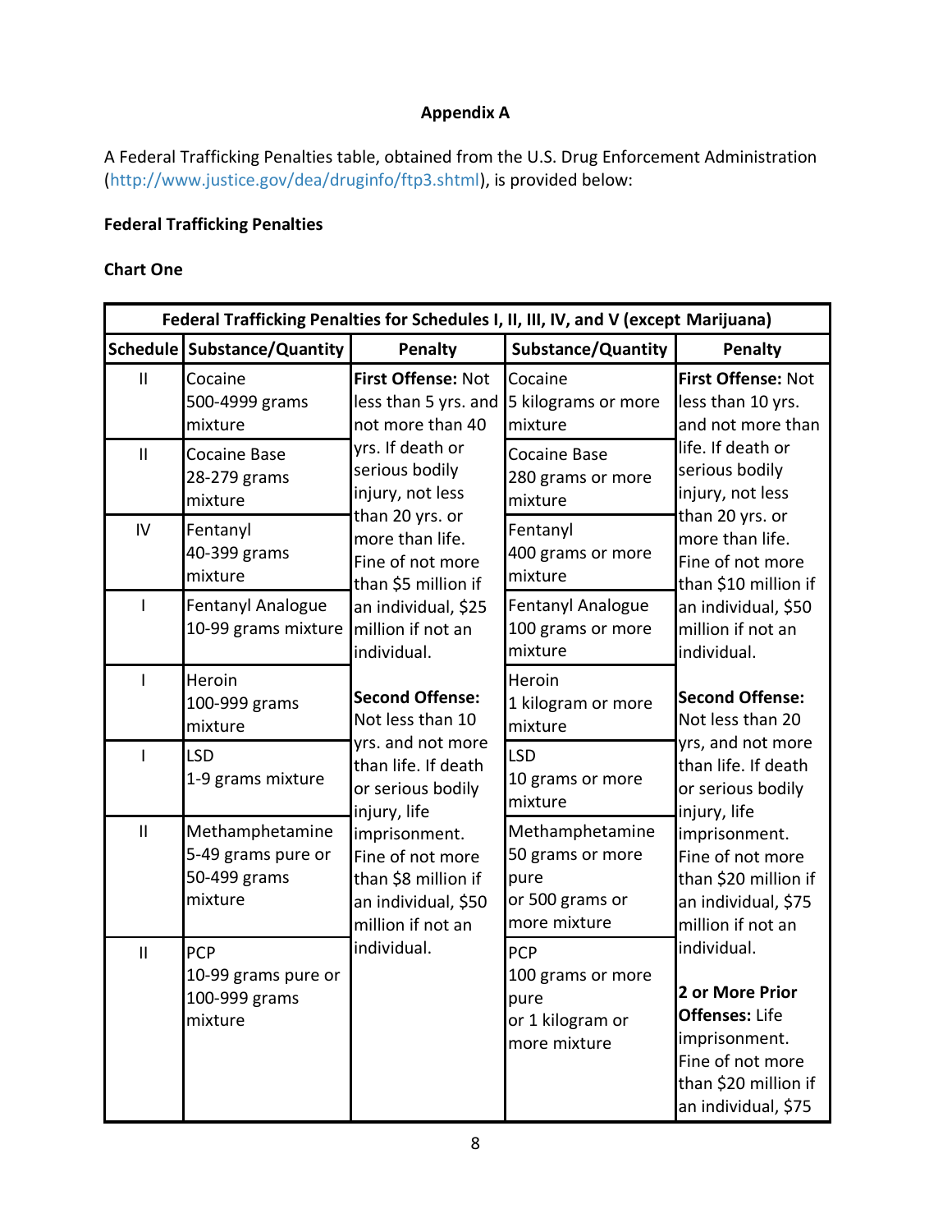### Appendix A

A Federal Trafficking Penalties table, obtained from the U.S. Drug Enforcement Administration (http://www.justice.gov/dea/druginfo/ftp3.shtml), is provided below:

**Federal Trafficking Penalties**

**Chart One**

| Federal Trafficking Penalties for Schedules I, II, III, IV, and V (except Marijuana) | | | | |
|---|---|---|---|---|
| **Schedule** | **Substance/Quantity** | **Penalty** | **Substance/Quantity** | **Penalty** |
| II | Cocaine 500-4999 grams mixture | **First Offense:** Not less than 5 yrs. and not more than 40 yrs. If death or serious bodily injury, not less than 20 yrs. or more than life. Fine of not more than $5 million if an individual, $25 million if not an individual.<br><br>**Second Offense:** Not less than 10 yrs. and not more than life. If death or serious bodily injury, life imprisonment. Fine of not more than $8 million if an individual, $50 million if not an individual. | Cocaine 5 kilograms or more mixture | **First Offense:** Not less than 10 yrs. and not more than life. If death or serious bodily injury, not less than 20 yrs. or more than life. Fine of not more than $10 million if an individual, $50 million if not an individual.<br><br>**Second Offense:** Not less than 20 yrs, and not more than life. If death or serious bodily injury, life imprisonment. Fine of not more than $20 million if an individual, $75 million if not an individual.<br><br>**2 or More Prior Offenses:** Life imprisonment. Fine of not more than $20 million if an individual, $75 |
| II | Cocaine Base 28-279 grams mixture | | Cocaine Base 280 grams or more mixture | |
| IV | Fentanyl 40-399 grams mixture | | Fentanyl 400 grams or more mixture | |
| I | Fentanyl Analogue 10-99 grams mixture | | Fentanyl Analogue 100 grams or more mixture | |
| I | Heroin 100-999 grams mixture | | Heroin 1 kilogram or more mixture | |
| I | LSD 1-9 grams mixture | | LSD 10 grams or more mixture | |
| II | Methamphetamine 5-49 grams pure or 50-499 grams mixture | | Methamphetamine 50 grams or more pure or 500 grams or more mixture | |
| II | PCP 10-99 grams pure or 100-999 grams mixture | | PCP 100 grams or more pure or 1 kilogram or more mixture | |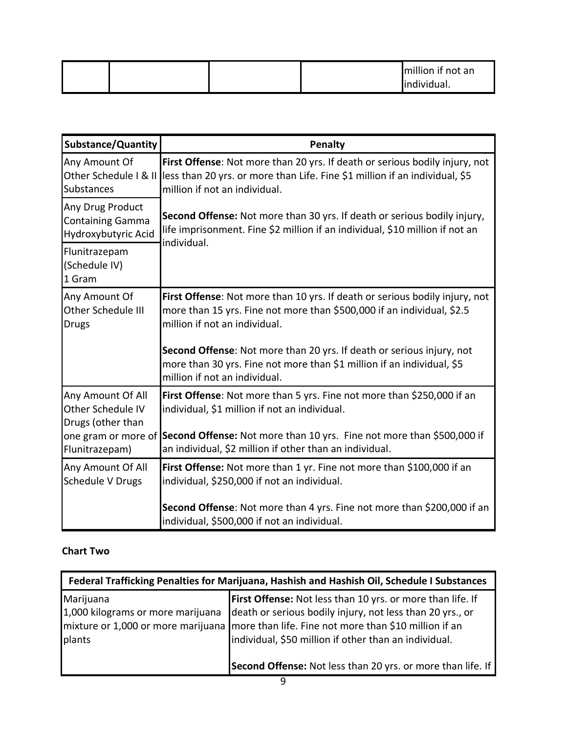| | | | | million if not an individual. |
|---|---|---|---|---|

| Substance/Quantity | Penalty |
|---|---|
| Any Amount Of Other Schedule I & II Substances | **First Offense**: Not more than 20 yrs. If death or serious bodily injury, not less than 20 yrs. or more than Life. Fine $1 million if an individual, $5 million if not an individual.<br><br>**Second Offense:** Not more than 30 yrs. If death or serious bodily injury, life imprisonment. Fine $2 million if an individual, $10 million if not an individual. |
| Any Drug Product Containing Gamma Hydroxybutyric Acid | |
| Flunitrazepam (Schedule IV) 1 Gram | |
| Any Amount Of Other Schedule III Drugs | **First Offense**: Not more than 10 yrs. If death or serious bodily injury, not more than 15 yrs. Fine not more than $500,000 if an individual, $2.5 million if not an individual.<br><br>**Second Offense**: Not more than 20 yrs. If death or serious injury, not more than 30 yrs. Fine not more than $1 million if an individual, $5 million if not an individual. |
| Any Amount Of All Other Schedule IV Drugs (other than one gram or more of Flunitrazepam) | **First Offense**: Not more than 5 yrs. Fine not more than $250,000 if an individual, $1 million if not an individual.<br><br>**Second Offense:** Not more than 10 yrs. Fine not more than $500,000 if an individual, $2 million if other than an individual. |
| Any Amount Of All Schedule V Drugs | **First Offense:** Not more than 1 yr. Fine not more than $100,000 if an individual, $250,000 if not an individual.<br><br>**Second Offense**: Not more than 4 yrs. Fine not more than $200,000 if an individual, $500,000 if not an individual. |

**Chart Two**

| Federal Trafficking Penalties for Marijuana, Hashish and Hashish Oil, Schedule I Substances | |
|---|---|
| Marijuana<br>1,000 kilograms or more marijuana mixture or 1,000 or more marijuana plants | **First Offense:** Not less than 10 yrs. or more than life. If death or serious bodily injury, not less than 20 yrs., or more than life. Fine not more than $10 million if an individual, $50 million if other than an individual.<br><br>**Second Offense:** Not less than 20 yrs. or more than life. If |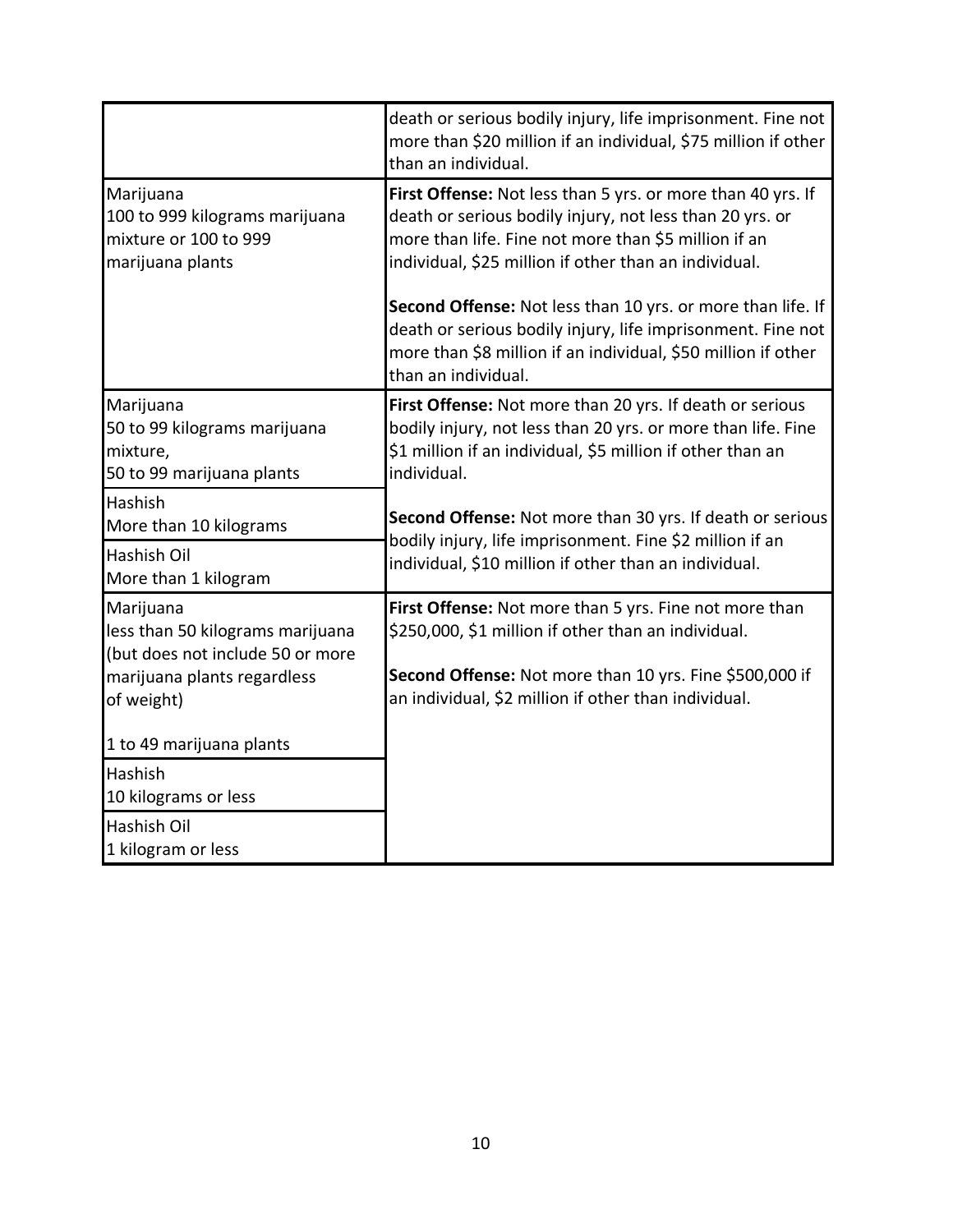| | |
|---|---|
| | death or serious bodily injury, life imprisonment. Fine not more than $20 million if an individual, $75 million if other than an individual. |
| Marijuana<br>100 to 999 kilograms marijuana mixture or 100 to 999 marijuana plants | **First Offense:** Not less than 5 yrs. or more than 40 yrs. If death or serious bodily injury, not less than 20 yrs. or more than life. Fine not more than $5 million if an individual, $25 million if other than an individual.<br><br>**Second Offense:** Not less than 10 yrs. or more than life. If death or serious bodily injury, life imprisonment. Fine not more than $8 million if an individual, $50 million if other than an individual. |
| Marijuana<br>50 to 99 kilograms marijuana mixture,<br>50 to 99 marijuana plants | **First Offense:** Not more than 20 yrs. If death or serious bodily injury, not less than 20 yrs. or more than life. Fine $1 million if an individual, $5 million if other than an individual.<br><br>**Second Offense:** Not more than 30 yrs. If death or serious bodily injury, life imprisonment. Fine $2 million if an individual, $10 million if other than an individual. |
| Hashish<br>More than 10 kilograms | |
| Hashish Oil<br>More than 1 kilogram | |
| Marijuana<br>less than 50 kilograms marijuana (but does not include 50 or more marijuana plants regardless of weight)<br><br>1 to 49 marijuana plants | **First Offense:** Not more than 5 yrs. Fine not more than $250,000, $1 million if other than an individual.<br><br>**Second Offense:** Not more than 10 yrs. Fine $500,000 if an individual, $2 million if other than individual. |
| Hashish<br>10 kilograms or less | |
| Hashish Oil<br>1 kilogram or less | |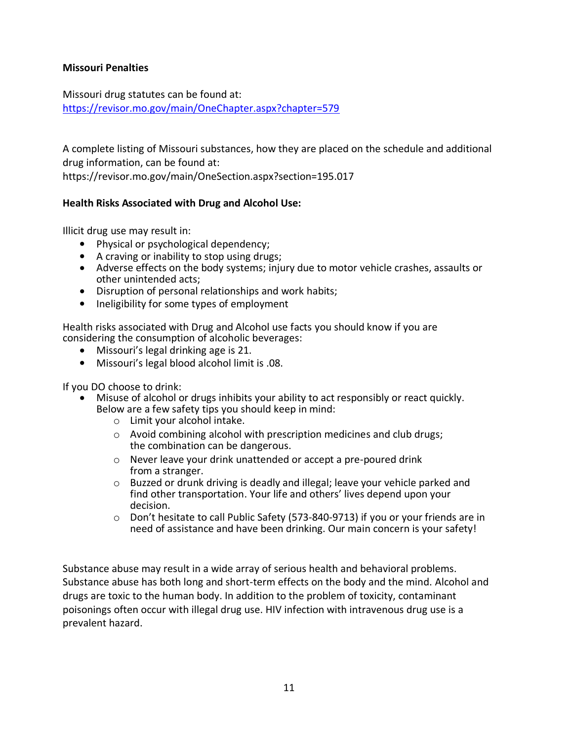**Missouri Penalties**

Missouri drug statutes can be found at:
https://revisor.mo.gov/main/OneChapter.aspx?chapter=579

A complete listing of Missouri substances, how they are placed on the schedule and additional drug information, can be found at:
https://revisor.mo.gov/main/OneSection.aspx?section=195.017

**Health Risks Associated with Drug and Alcohol Use:**

Illicit drug use may result in:

- Physical or psychological dependency;
- A craving or inability to stop using drugs;
- Adverse effects on the body systems; injury due to motor vehicle crashes, assaults or other unintended acts;
- Disruption of personal relationships and work habits;
- Ineligibility for some types of employment

Health risks associated with Drug and Alcohol use facts you should know if you are considering the consumption of alcoholic beverages:

- Missouri's legal drinking age is 21.
- Missouri's legal blood alcohol limit is .08.

If you DO choose to drink:

- Misuse of alcohol or drugs inhibits your ability to act responsibly or react quickly. Below are a few safety tips you should keep in mind:
  - Limit your alcohol intake.
  - Avoid combining alcohol with prescription medicines and club drugs; the combination can be dangerous.
  - Never leave your drink unattended or accept a pre-poured drink from a stranger.
  - Buzzed or drunk driving is deadly and illegal; leave your vehicle parked and find other transportation. Your life and others' lives depend upon your decision.
  - Don't hesitate to call Public Safety (573-840-9713) if you or your friends are in need of assistance and have been drinking. Our main concern is your safety!

Substance abuse may result in a wide array of serious health and behavioral problems. Substance abuse has both long and short-term effects on the body and the mind. Alcohol and drugs are toxic to the human body. In addition to the problem of toxicity, contaminant poisonings often occur with illegal drug use. HIV infection with intravenous drug use is a prevalent hazard.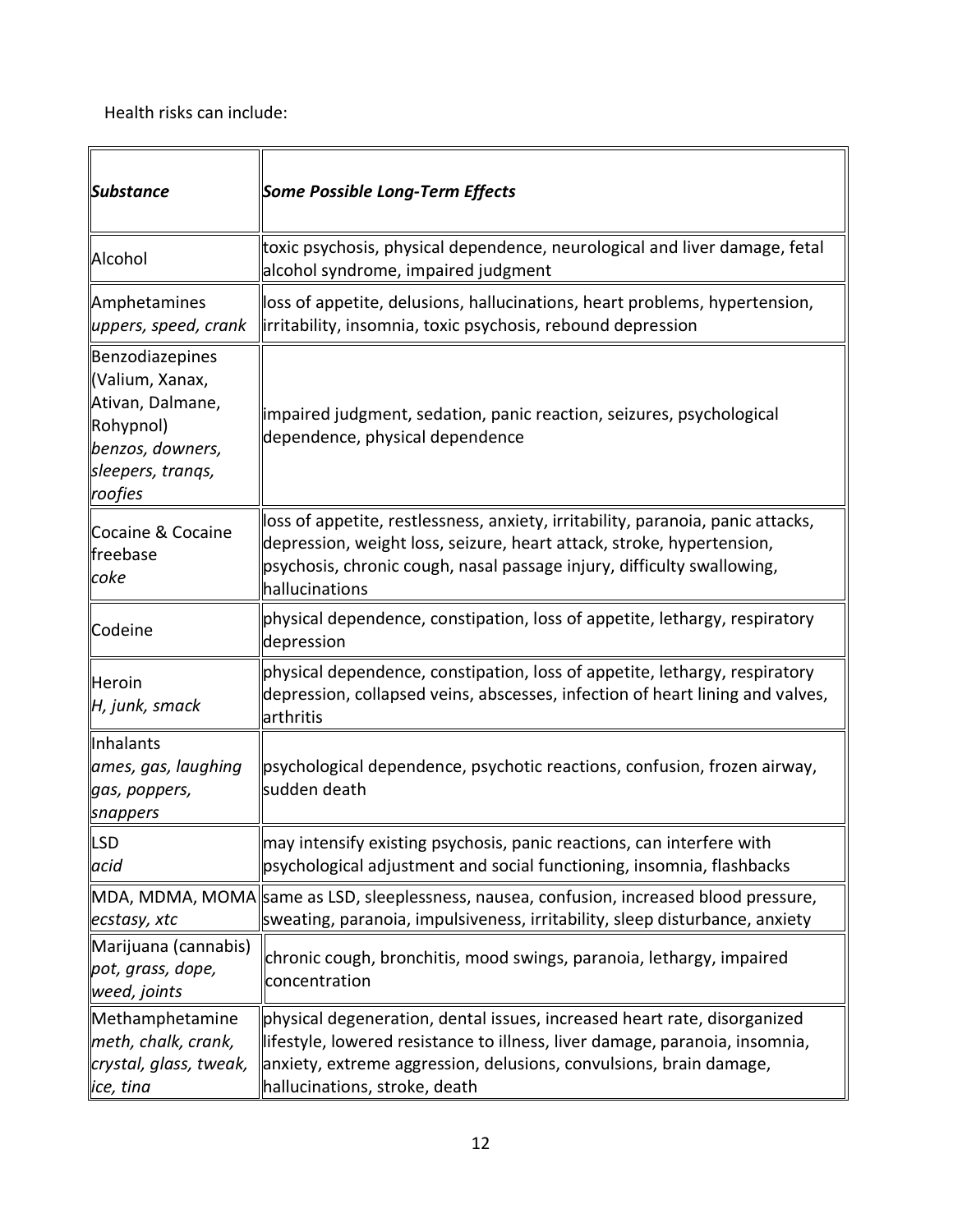Health risks can include:

| ***Substance*** | ***Some Possible Long-Term Effects*** |
|---|---|
| Alcohol | toxic psychosis, physical dependence, neurological and liver damage, fetal alcohol syndrome, impaired judgment |
| Amphetamines<br>*uppers, speed, crank* | loss of appetite, delusions, hallucinations, heart problems, hypertension, irritability, insomnia, toxic psychosis, rebound depression |
| Benzodiazepines (Valium, Xanax, Ativan, Dalmane, Rohypnol)<br>*benzos, downers, sleepers, tranqs, roofies* | impaired judgment, sedation, panic reaction, seizures, psychological dependence, physical dependence |
| Cocaine & Cocaine freebase<br>*coke* | loss of appetite, restlessness, anxiety, irritability, paranoia, panic attacks, depression, weight loss, seizure, heart attack, stroke, hypertension, psychosis, chronic cough, nasal passage injury, difficulty swallowing, hallucinations |
| Codeine | physical dependence, constipation, loss of appetite, lethargy, respiratory depression |
| Heroin<br>*H, junk, smack* | physical dependence, constipation, loss of appetite, lethargy, respiratory depression, collapsed veins, abscesses, infection of heart lining and valves, arthritis |
| Inhalants<br>*ames, gas, laughing gas, poppers, snappers* | psychological dependence, psychotic reactions, confusion, frozen airway, sudden death |
| LSD<br>*acid* | may intensify existing psychosis, panic reactions, can interfere with psychological adjustment and social functioning, insomnia, flashbacks |
| MDA, MDMA, MOMA<br>*ecstasy, xtc* | same as LSD, sleeplessness, nausea, confusion, increased blood pressure, sweating, paranoia, impulsiveness, irritability, sleep disturbance, anxiety |
| Marijuana (cannabis)<br>*pot, grass, dope, weed, joints* | chronic cough, bronchitis, mood swings, paranoia, lethargy, impaired concentration |
| Methamphetamine<br>*meth, chalk, crank, crystal, glass, tweak, ice, tina* | physical degeneration, dental issues, increased heart rate, disorganized lifestyle, lowered resistance to illness, liver damage, paranoia, insomnia, anxiety, extreme aggression, delusions, convulsions, brain damage, hallucinations, stroke, death |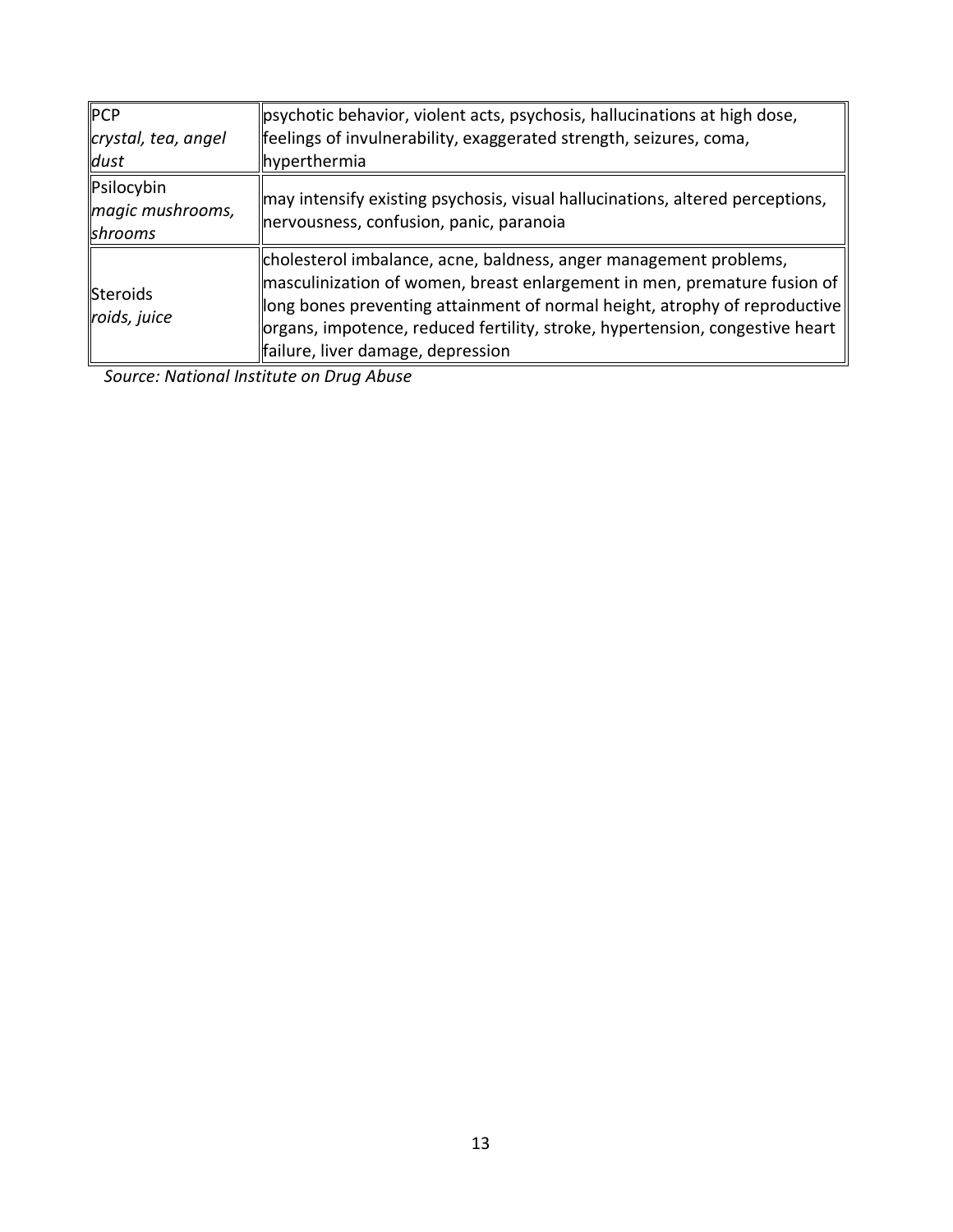| | |
|---|---|
| PCP<br>*crystal, tea, angel dust* | psychotic behavior, violent acts, psychosis, hallucinations at high dose, feelings of invulnerability, exaggerated strength, seizures, coma, hyperthermia |
| Psilocybin<br>*magic mushrooms, shrooms* | may intensify existing psychosis, visual hallucinations, altered perceptions, nervousness, confusion, panic, paranoia |
| Steroids<br>*roids, juice* | cholesterol imbalance, acne, baldness, anger management problems, masculinization of women, breast enlargement in men, premature fusion of long bones preventing attainment of normal height, atrophy of reproductive organs, impotence, reduced fertility, stroke, hypertension, congestive heart failure, liver damage, depression |

*Source: National Institute on Drug Abuse*